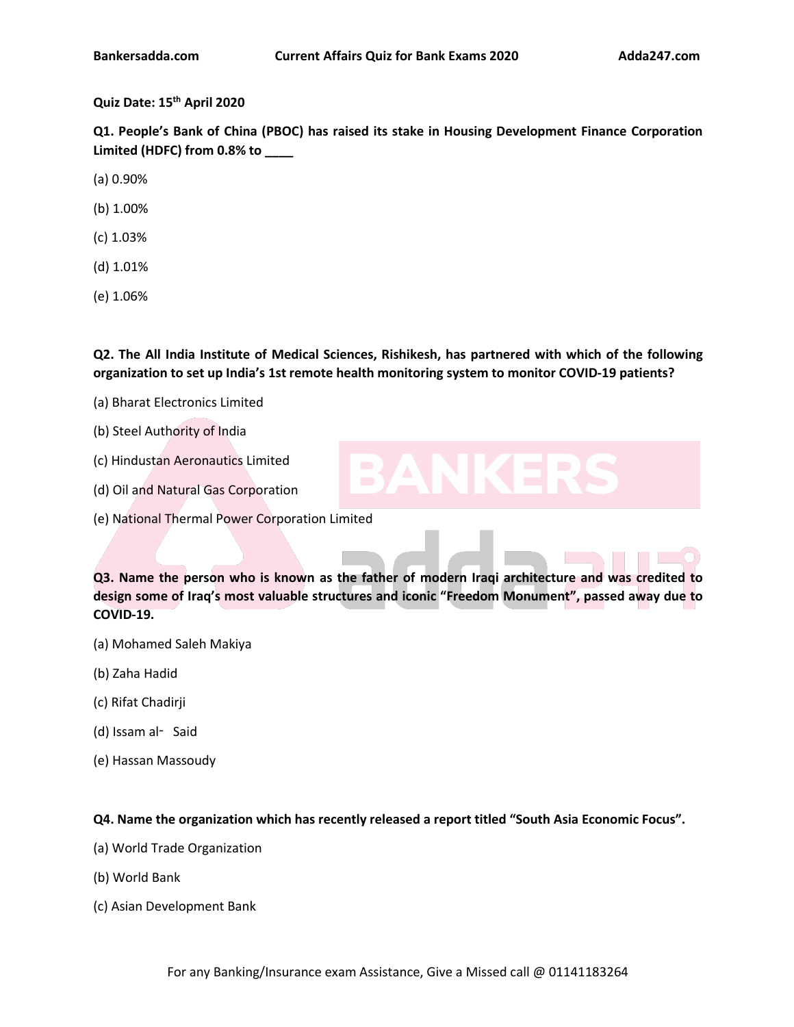**Quiz Date: 15th April 2020**

**Q1. People's Bank of China (PBOC) has raised its stake in Housing Development Finance Corporation Limited (HDFC) from 0.8% to ____**

(a) 0.90%

(b) 1.00%

(c) 1.03%

(d) 1.01%

(e) 1.06%

**Q2. The All India Institute of Medical Sciences, Rishikesh, has partnered with which of the following organization to set up India's 1st remote health monitoring system to monitor COVID-19 patients?**

(a) Bharat Electronics Limited

(b) Steel Authority of India

(c) Hindustan Aeronautics Limited

(d) Oil and Natural Gas Corporation

(e) National Thermal Power Corporation Limited

**Q3. Name the person who is known as the father of modern Iraqi architecture and was credited to design some of Iraq's most valuable structures and iconic "Freedom Monument", passed away due to COVID-19.**

(a) Mohamed Saleh Makiya

(b) Zaha Hadid

(c) Rifat Chadirji

(d) Issam al- Said

(e) Hassan Massoudy

**Q4. Name the organization which has recently released a report titled "South Asia Economic Focus".**

(a) World Trade Organization

(b) World Bank

(c) Asian Development Bank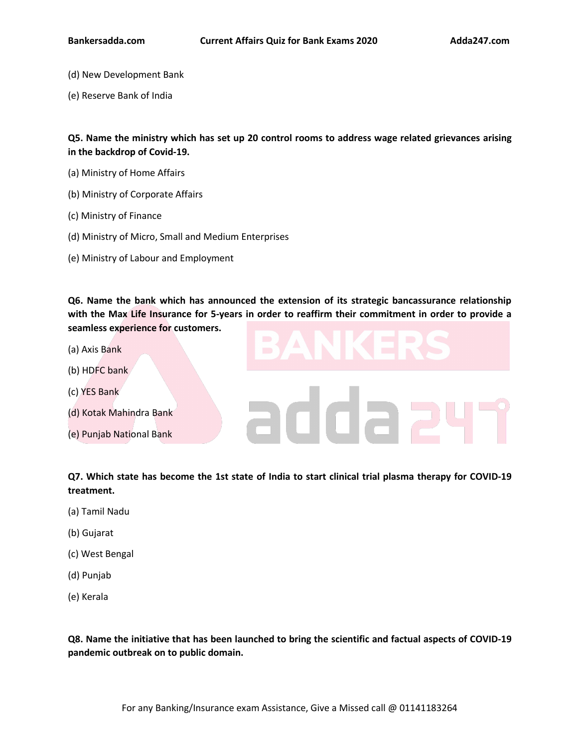(d) New Development Bank

(e) Reserve Bank of India

**Q5. Name the ministry which has set up 20 control rooms to address wage related grievances arising in the backdrop of Covid-19.**

(a) Ministry of Home Affairs

(b) Ministry of Corporate Affairs

(c) Ministry of Finance

(d) Ministry of Micro, Small and Medium Enterprises

(e) Ministry of Labour and Employment

**Q6. Name the bank which has announced the extension of its strategic bancassurance relationship with the Max Life Insurance for 5-years in order to reaffirm their commitment in order to provide a seamless experience for customers.**

(a) Axis Bank

(b) HDFC bank

(c) YES Bank

(d) Kotak Mahindra Bank

(e) Punjab National Bank

**Q7. Which state has become the 1st state of India to start clinical trial plasma therapy for COVID-19 treatment.**

(a) Tamil Nadu

(b) Gujarat

(c) West Bengal

(d) Punjab

(e) Kerala

**Q8. Name the initiative that has been launched to bring the scientific and factual aspects of COVID-19 pandemic outbreak on to public domain.**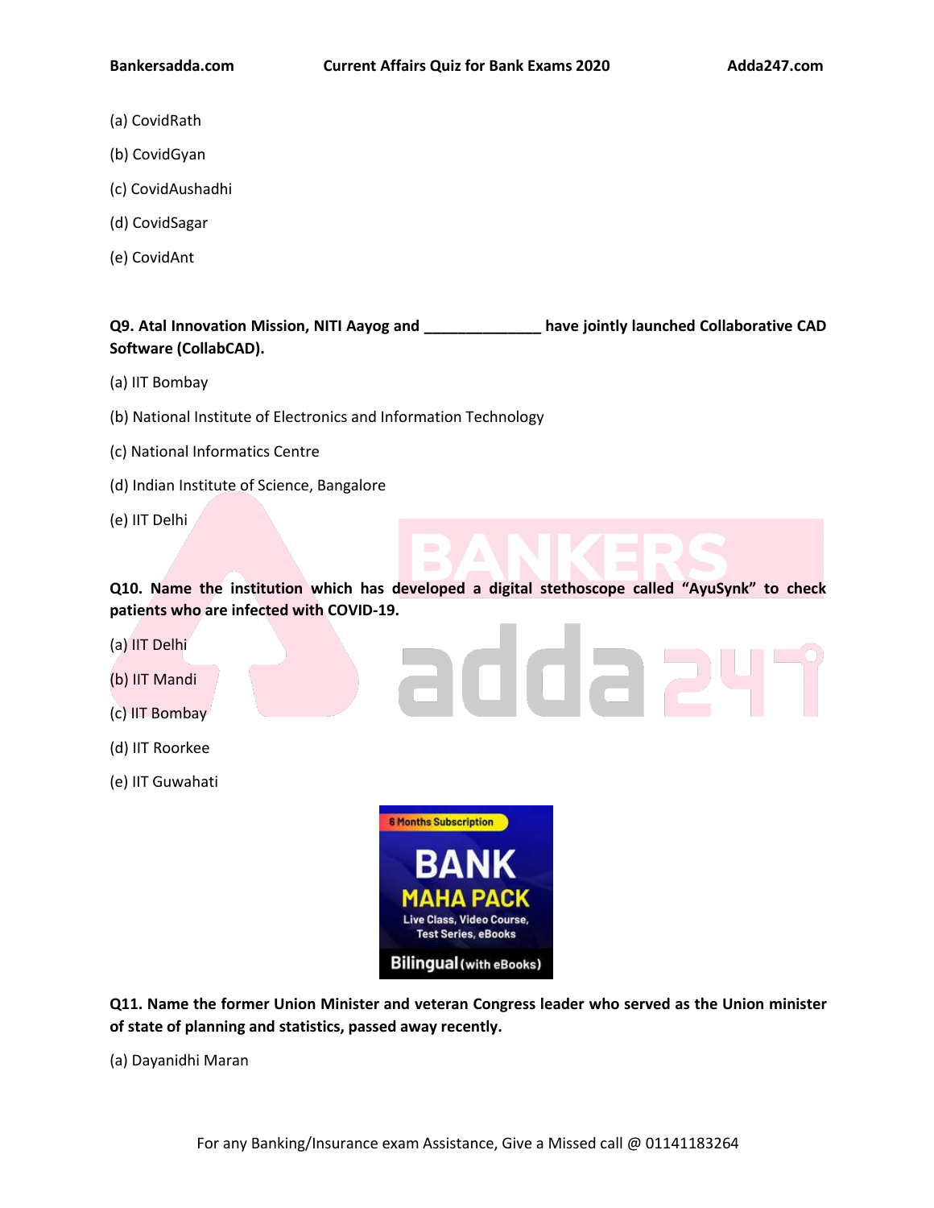(a) CovidRath

(b) CovidGyan

(c) CovidAushadhi

(d) CovidSagar

(e) CovidAnt

**Q9. Atal Innovation Mission, NITI Aayog and ______________ have jointly launched Collaborative CAD Software (CollabCAD).**

(a) IIT Bombay

(b) National Institute of Electronics and Information Technology

(c) National Informatics Centre

(d) Indian Institute of Science, Bangalore

(e) IIT Delhi

**Q10. Name the institution which has developed a digital stethoscope called "AyuSynk" to check patients who are infected with COVID-19.**

(a) IIT Delhi

(b) IIT Mandi

(c) IIT Bombay

(d) IIT Roorkee

(e) IIT Guwahati

**Q11. Name the former Union Minister and veteran Congress leader who served as the Union minister of state of planning and statistics, passed away recently.**

(a) Dayanidhi Maran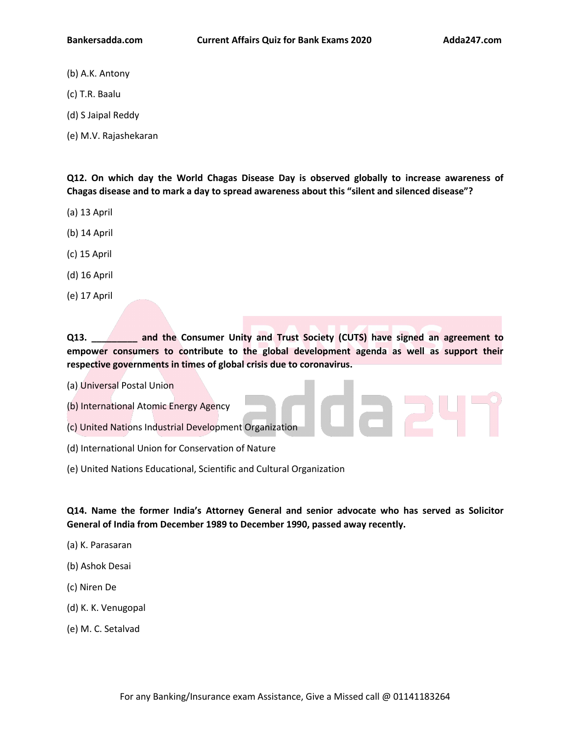(b) A.K. Antony

(c) T.R. Baalu

(d) S Jaipal Reddy

(e) M.V. Rajashekaran

**Q12. On which day the World Chagas Disease Day is observed globally to increase awareness of Chagas disease and to mark a day to spread awareness about this "silent and silenced disease"?**

(a) 13 April

(b) 14 April

(c) 15 April

(d) 16 April

(e) 17 April

**Q13. _________ and the Consumer Unity and Trust Society (CUTS) have signed an agreement to empower consumers to contribute to the global development agenda as well as support their respective governments in times of global crisis due to coronavirus.**

(a) Universal Postal Union

(b) International Atomic Energy Agency

(c) United Nations Industrial Development Organization

(d) International Union for Conservation of Nature

(e) United Nations Educational, Scientific and Cultural Organization

**Q14. Name the former India's Attorney General and senior advocate who has served as Solicitor General of India from December 1989 to December 1990, passed away recently.**

(a) K. Parasaran

(b) Ashok Desai

(c) Niren De

(d) K. K. Venugopal

(e) M. C. Setalvad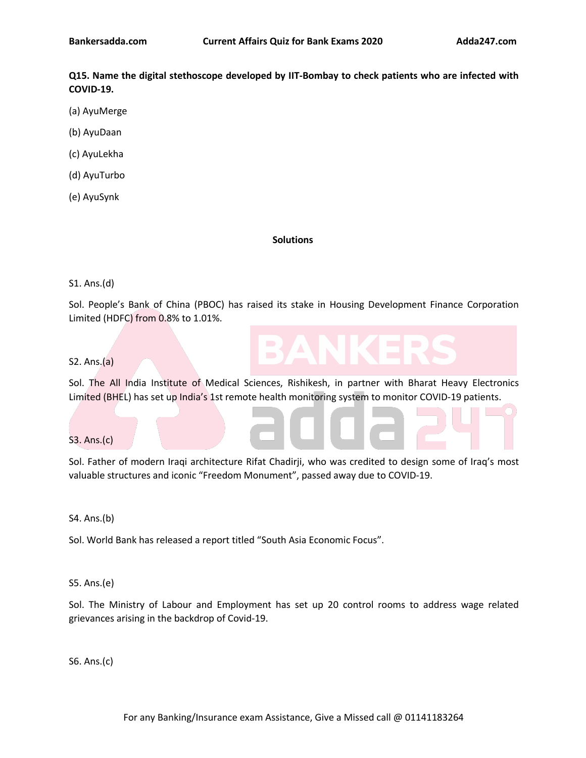**Q15. Name the digital stethoscope developed by IIT-Bombay to check patients who are infected with COVID-19.**

(a) AyuMerge

(b) AyuDaan

(c) AyuLekha

(d) AyuTurbo

(e) AyuSynk

**Solutions**

S1. Ans.(d)

Sol. People's Bank of China (PBOC) has raised its stake in Housing Development Finance Corporation Limited (HDFC) from 0.8% to 1.01%.

S2. Ans.(a)

Sol. The All India Institute of Medical Sciences, Rishikesh, in partner with Bharat Heavy Electronics Limited (BHEL) has set up India's 1st remote health monitoring system to monitor COVID-19 patients.

S3. Ans.(c)

Sol. Father of modern Iraqi architecture Rifat Chadirji, who was credited to design some of Iraq's most valuable structures and iconic "Freedom Monument", passed away due to COVID-19.

S4. Ans.(b)

Sol. World Bank has released a report titled "South Asia Economic Focus".

S5. Ans.(e)

Sol. The Ministry of Labour and Employment has set up 20 control rooms to address wage related grievances arising in the backdrop of Covid-19.

S6. Ans.(c)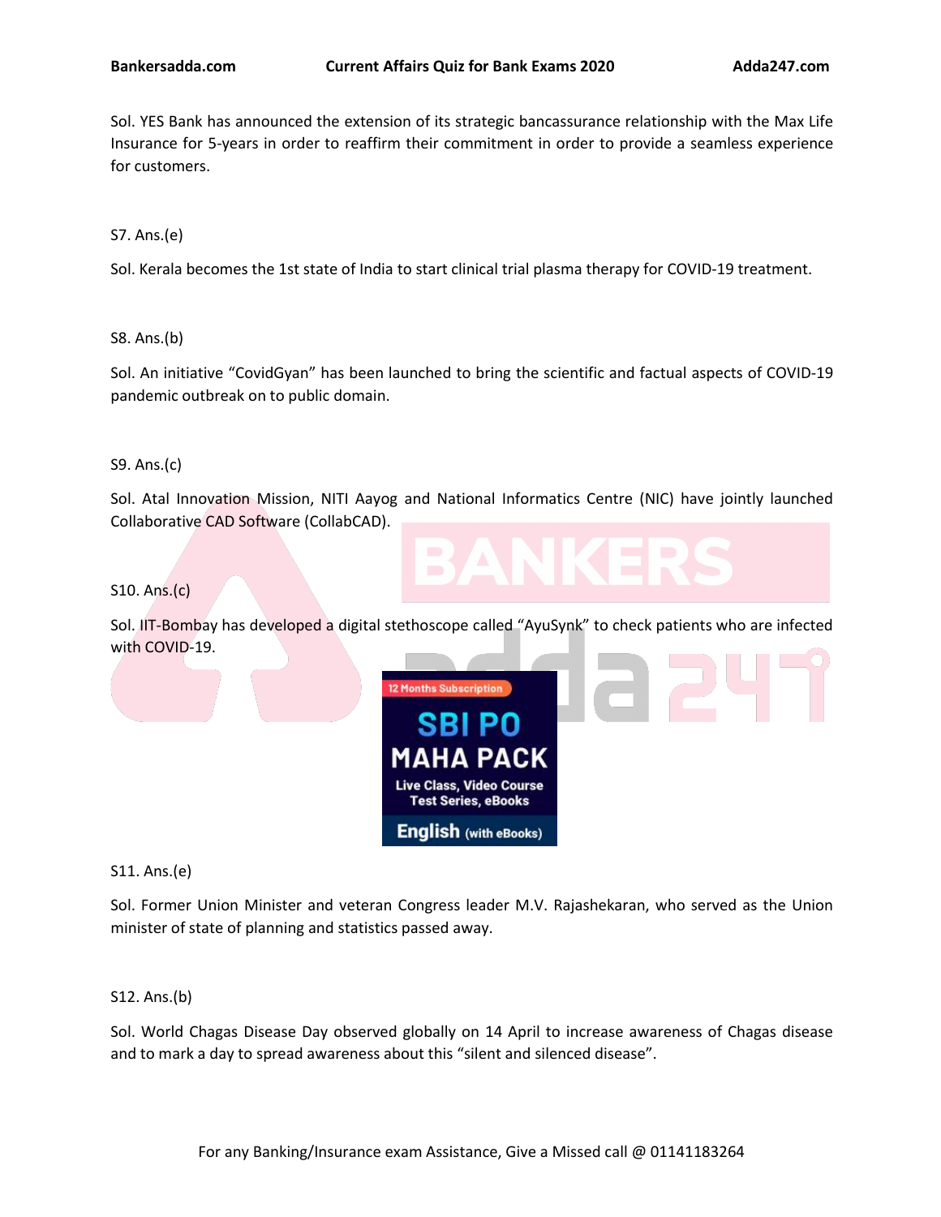Sol. YES Bank has announced the extension of its strategic bancassurance relationship with the Max Life Insurance for 5-years in order to reaffirm their commitment in order to provide a seamless experience for customers.

S7. Ans.(e)

Sol. Kerala becomes the 1st state of India to start clinical trial plasma therapy for COVID-19 treatment.

S8. Ans.(b)

Sol. An initiative "CovidGyan" has been launched to bring the scientific and factual aspects of COVID-19 pandemic outbreak on to public domain.

S9. Ans.(c)

Sol. Atal Innovation Mission, NITI Aayog and National Informatics Centre (NIC) have jointly launched Collaborative CAD Software (CollabCAD).

S10. Ans.(c)

Sol. IIT-Bombay has developed a digital stethoscope called "AyuSynk" to check patients who are infected with COVID-19.

S11. Ans.(e)

Sol. Former Union Minister and veteran Congress leader M.V. Rajashekaran, who served as the Union minister of state of planning and statistics passed away.

S12. Ans.(b)

Sol. World Chagas Disease Day observed globally on 14 April to increase awareness of Chagas disease and to mark a day to spread awareness about this "silent and silenced disease".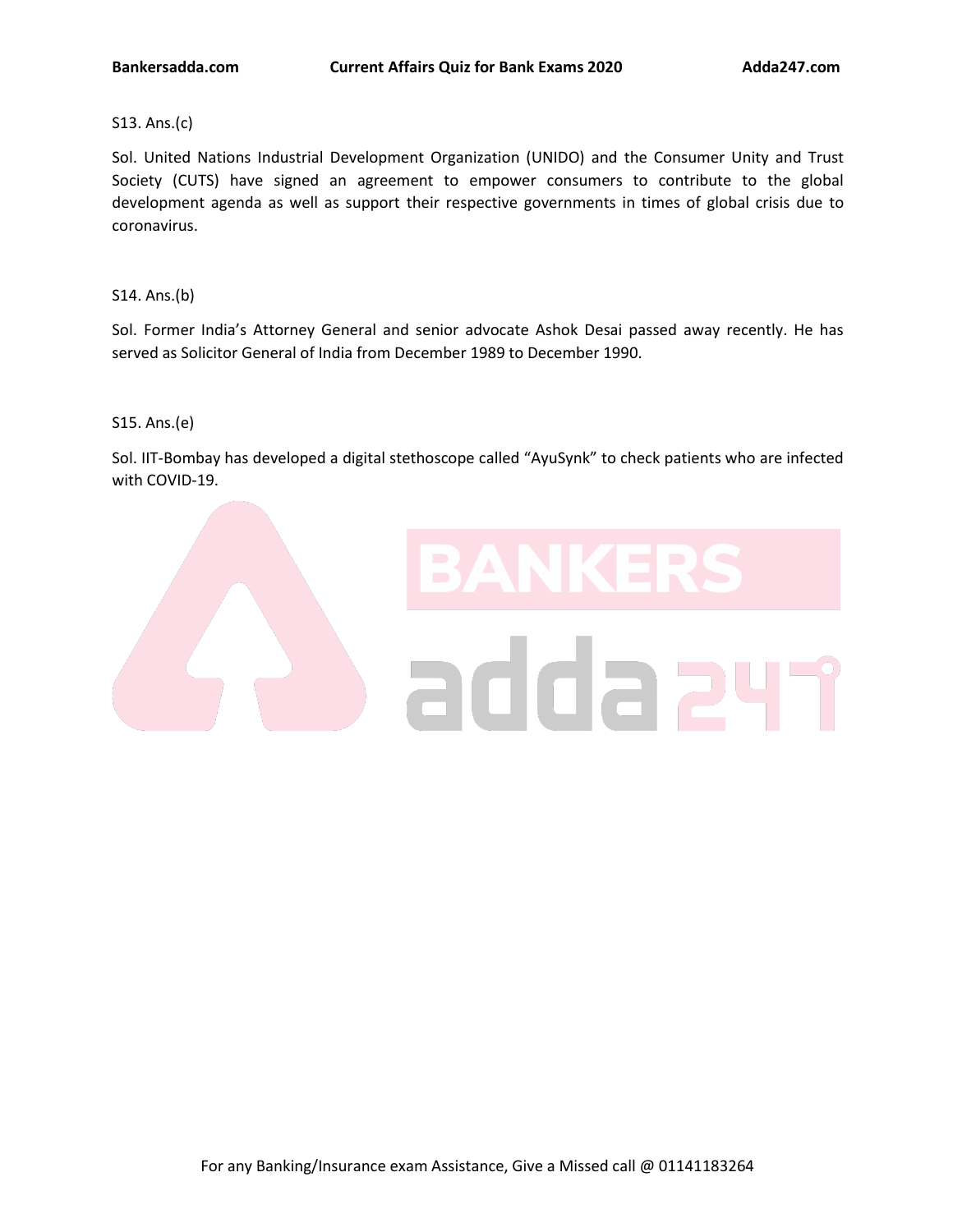S13. Ans.(c)

Sol. United Nations Industrial Development Organization (UNIDO) and the Consumer Unity and Trust Society (CUTS) have signed an agreement to empower consumers to contribute to the global development agenda as well as support their respective governments in times of global crisis due to coronavirus.

S14. Ans.(b)

Sol. Former India's Attorney General and senior advocate Ashok Desai passed away recently. He has served as Solicitor General of India from December 1989 to December 1990.

S15. Ans.(e)

Sol. IIT-Bombay has developed a digital stethoscope called "AyuSynk" to check patients who are infected with COVID-19.